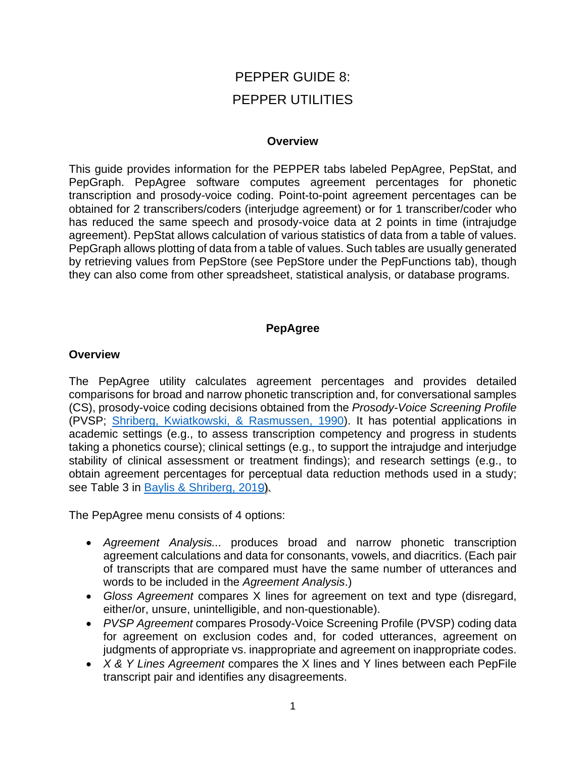# PEPPER GUIDE 8:
# PEPPER UTILITIES

## Overview

This guide provides information for the PEPPER tabs labeled PepAgree, PepStat, and PepGraph. PepAgree software computes agreement percentages for phonetic transcription and prosody-voice coding. Point-to-point agreement percentages can be obtained for 2 transcribers/coders (interjudge agreement) or for 1 transcriber/coder who has reduced the same speech and prosody-voice data at 2 points in time (intrajudge agreement). PepStat allows calculation of various statistics of data from a table of values. PepGraph allows plotting of data from a table of values. Such tables are usually generated by retrieving values from PepStore (see PepStore under the PepFunctions tab), though they can also come from other spreadsheet, statistical analysis, or database programs.

## PepAgree

### Overview

The PepAgree utility calculates agreement percentages and provides detailed comparisons for broad and narrow phonetic transcription and, for conversational samples (CS), prosody-voice coding decisions obtained from the *Prosody-Voice Screening Profile* (PVSP; Shriberg, Kwiatkowski, & Rasmussen, 1990). It has potential applications in academic settings (e.g., to assess transcription competency and progress in students taking a phonetics course); clinical settings (e.g., to support the intrajudge and interjudge stability of clinical assessment or treatment findings); and research settings (e.g., to obtain agreement percentages for perceptual data reduction methods used in a study; see Table 3 in Baylis & Shriberg, 2019).

The PepAgree menu consists of 4 options:

- *Agreement Analysis...* produces broad and narrow phonetic transcription agreement calculations and data for consonants, vowels, and diacritics. (Each pair of transcripts that are compared must have the same number of utterances and words to be included in the *Agreement Analysis*.)
- *Gloss Agreement* compares X lines for agreement on text and type (disregard, either/or, unsure, unintelligible, and non-questionable).
- *PVSP Agreement* compares Prosody-Voice Screening Profile (PVSP) coding data for agreement on exclusion codes and, for coded utterances, agreement on judgments of appropriate vs. inappropriate and agreement on inappropriate codes.
- *X & Y Lines Agreement* compares the X lines and Y lines between each PepFile transcript pair and identifies any disagreements.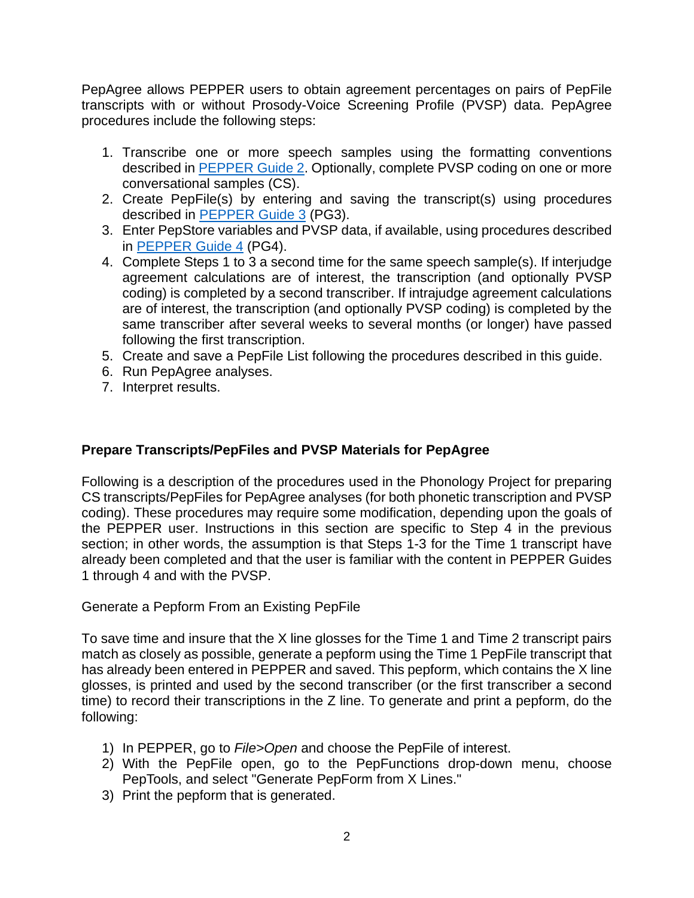PepAgree allows PEPPER users to obtain agreement percentages on pairs of PepFile transcripts with or without Prosody-Voice Screening Profile (PVSP) data. PepAgree procedures include the following steps:

1. Transcribe one or more speech samples using the formatting conventions described in PEPPER Guide 2. Optionally, complete PVSP coding on one or more conversational samples (CS).
2. Create PepFile(s) by entering and saving the transcript(s) using procedures described in PEPPER Guide 3 (PG3).
3. Enter PepStore variables and PVSP data, if available, using procedures described in PEPPER Guide 4 (PG4).
4. Complete Steps 1 to 3 a second time for the same speech sample(s). If interjudge agreement calculations are of interest, the transcription (and optionally PVSP coding) is completed by a second transcriber. If intrajudge agreement calculations are of interest, the transcription (and optionally PVSP coding) is completed by the same transcriber after several weeks to several months (or longer) have passed following the first transcription.
5. Create and save a PepFile List following the procedures described in this guide.
6. Run PepAgree analyses.
7. Interpret results.

**Prepare Transcripts/PepFiles and PVSP Materials for PepAgree**

Following is a description of the procedures used in the Phonology Project for preparing CS transcripts/PepFiles for PepAgree analyses (for both phonetic transcription and PVSP coding). These procedures may require some modification, depending upon the goals of the PEPPER user. Instructions in this section are specific to Step 4 in the previous section; in other words, the assumption is that Steps 1-3 for the Time 1 transcript have already been completed and that the user is familiar with the content in PEPPER Guides 1 through 4 and with the PVSP.

Generate a Pepform From an Existing PepFile

To save time and insure that the X line glosses for the Time 1 and Time 2 transcript pairs match as closely as possible, generate a pepform using the Time 1 PepFile transcript that has already been entered in PEPPER and saved. This pepform, which contains the X line glosses, is printed and used by the second transcriber (or the first transcriber a second time) to record their transcriptions in the Z line. To generate and print a pepform, do the following:

1) In PEPPER, go to *File>Open* and choose the PepFile of interest.
2) With the PepFile open, go to the PepFunctions drop-down menu, choose PepTools, and select "Generate PepForm from X Lines."
3) Print the pepform that is generated.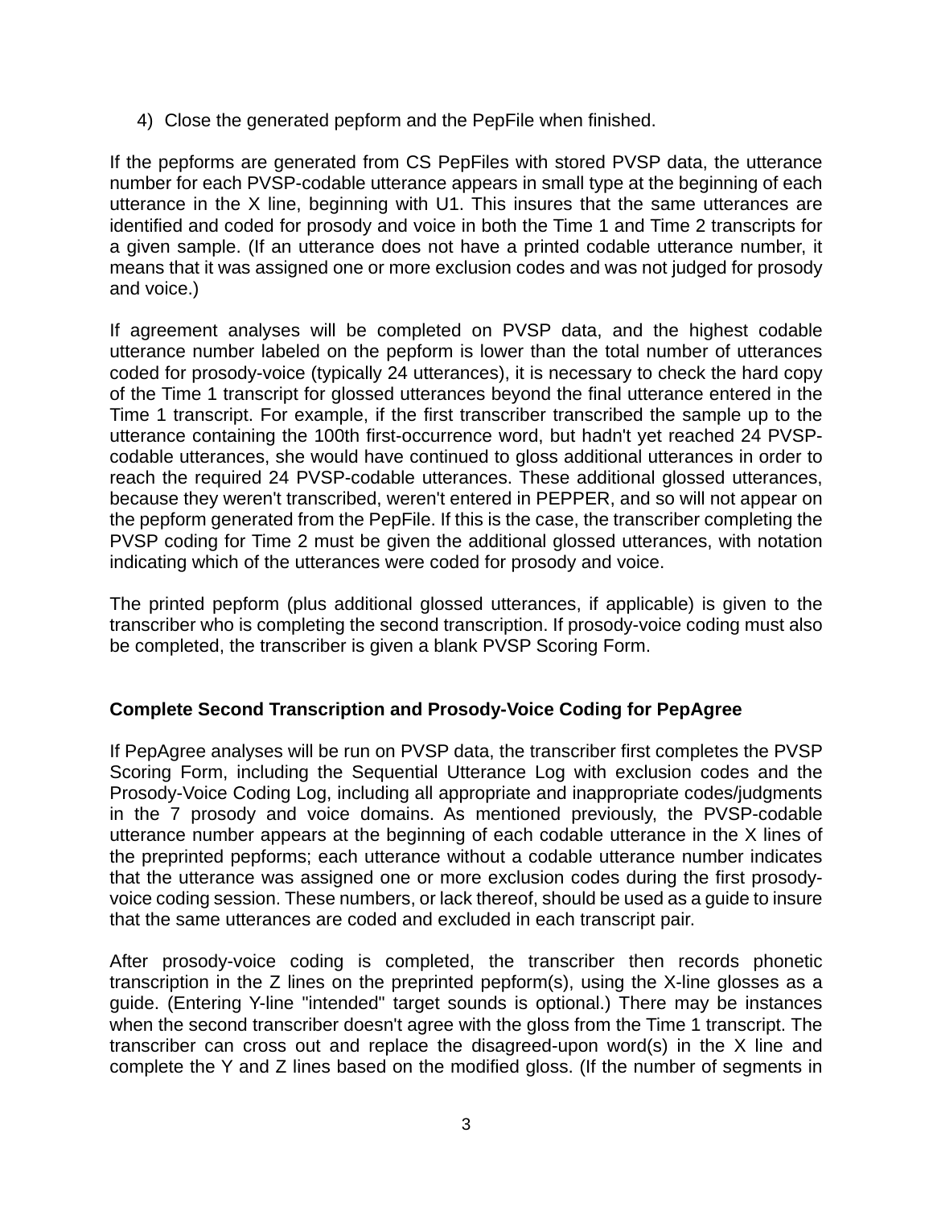4) Close the generated pepform and the PepFile when finished.

If the pepforms are generated from CS PepFiles with stored PVSP data, the utterance number for each PVSP-codable utterance appears in small type at the beginning of each utterance in the X line, beginning with U1. This insures that the same utterances are identified and coded for prosody and voice in both the Time 1 and Time 2 transcripts for a given sample. (If an utterance does not have a printed codable utterance number, it means that it was assigned one or more exclusion codes and was not judged for prosody and voice.)

If agreement analyses will be completed on PVSP data, and the highest codable utterance number labeled on the pepform is lower than the total number of utterances coded for prosody-voice (typically 24 utterances), it is necessary to check the hard copy of the Time 1 transcript for glossed utterances beyond the final utterance entered in the Time 1 transcript. For example, if the first transcriber transcribed the sample up to the utterance containing the 100th first-occurrence word, but hadn't yet reached 24 PVSP-codable utterances, she would have continued to gloss additional utterances in order to reach the required 24 PVSP-codable utterances. These additional glossed utterances, because they weren't transcribed, weren't entered in PEPPER, and so will not appear on the pepform generated from the PepFile. If this is the case, the transcriber completing the PVSP coding for Time 2 must be given the additional glossed utterances, with notation indicating which of the utterances were coded for prosody and voice.

The printed pepform (plus additional glossed utterances, if applicable) is given to the transcriber who is completing the second transcription. If prosody-voice coding must also be completed, the transcriber is given a blank PVSP Scoring Form.

## Complete Second Transcription and Prosody-Voice Coding for PepAgree

If PepAgree analyses will be run on PVSP data, the transcriber first completes the PVSP Scoring Form, including the Sequential Utterance Log with exclusion codes and the Prosody-Voice Coding Log, including all appropriate and inappropriate codes/judgments in the 7 prosody and voice domains. As mentioned previously, the PVSP-codable utterance number appears at the beginning of each codable utterance in the X lines of the preprinted pepforms; each utterance without a codable utterance number indicates that the utterance was assigned one or more exclusion codes during the first prosody-voice coding session. These numbers, or lack thereof, should be used as a guide to insure that the same utterances are coded and excluded in each transcript pair.

After prosody-voice coding is completed, the transcriber then records phonetic transcription in the Z lines on the preprinted pepform(s), using the X-line glosses as a guide. (Entering Y-line "intended" target sounds is optional.) There may be instances when the second transcriber doesn't agree with the gloss from the Time 1 transcript. The transcriber can cross out and replace the disagreed-upon word(s) in the X line and complete the Y and Z lines based on the modified gloss. (If the number of segments in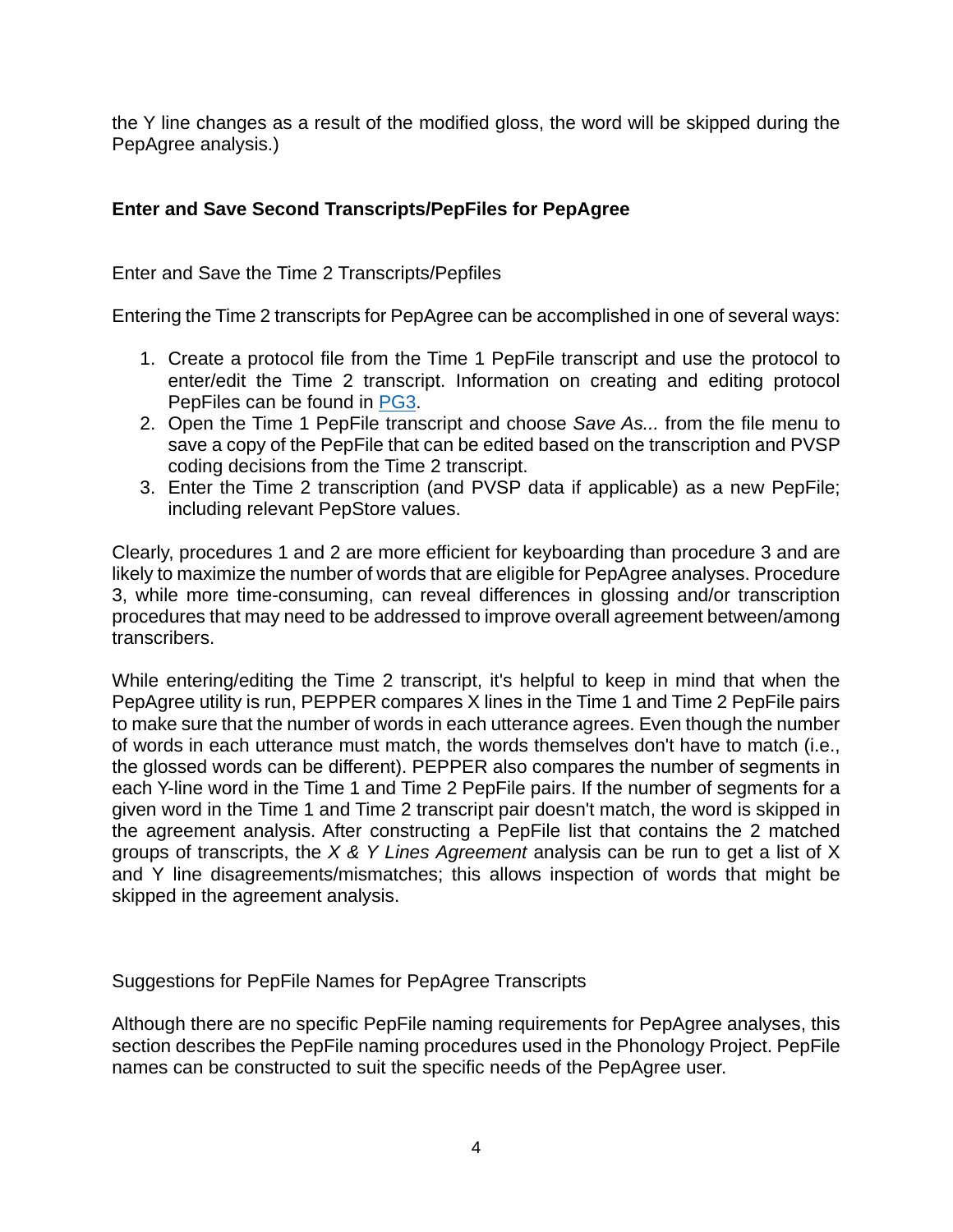the Y line changes as a result of the modified gloss, the word will be skipped during the PepAgree analysis.)

## Enter and Save Second Transcripts/PepFiles for PepAgree

### Enter and Save the Time 2 Transcripts/Pepfiles

Entering the Time 2 transcripts for PepAgree can be accomplished in one of several ways:

1. Create a protocol file from the Time 1 PepFile transcript and use the protocol to enter/edit the Time 2 transcript. Information on creating and editing protocol PepFiles can be found in [PG3](PG3).
2. Open the Time 1 PepFile transcript and choose *Save As...* from the file menu to save a copy of the PepFile that can be edited based on the transcription and PVSP coding decisions from the Time 2 transcript.
3. Enter the Time 2 transcription (and PVSP data if applicable) as a new PepFile; including relevant PepStore values.

Clearly, procedures 1 and 2 are more efficient for keyboarding than procedure 3 and are likely to maximize the number of words that are eligible for PepAgree analyses. Procedure 3, while more time-consuming, can reveal differences in glossing and/or transcription procedures that may need to be addressed to improve overall agreement between/among transcribers.

While entering/editing the Time 2 transcript, it's helpful to keep in mind that when the PepAgree utility is run, PEPPER compares X lines in the Time 1 and Time 2 PepFile pairs to make sure that the number of words in each utterance agrees. Even though the number of words in each utterance must match, the words themselves don't have to match (i.e., the glossed words can be different). PEPPER also compares the number of segments in each Y-line word in the Time 1 and Time 2 PepFile pairs. If the number of segments for a given word in the Time 1 and Time 2 transcript pair doesn't match, the word is skipped in the agreement analysis. After constructing a PepFile list that contains the 2 matched groups of transcripts, the *X & Y Lines Agreement* analysis can be run to get a list of X and Y line disagreements/mismatches; this allows inspection of words that might be skipped in the agreement analysis.

### Suggestions for PepFile Names for PepAgree Transcripts

Although there are no specific PepFile naming requirements for PepAgree analyses, this section describes the PepFile naming procedures used in the Phonology Project. PepFile names can be constructed to suit the specific needs of the PepAgree user.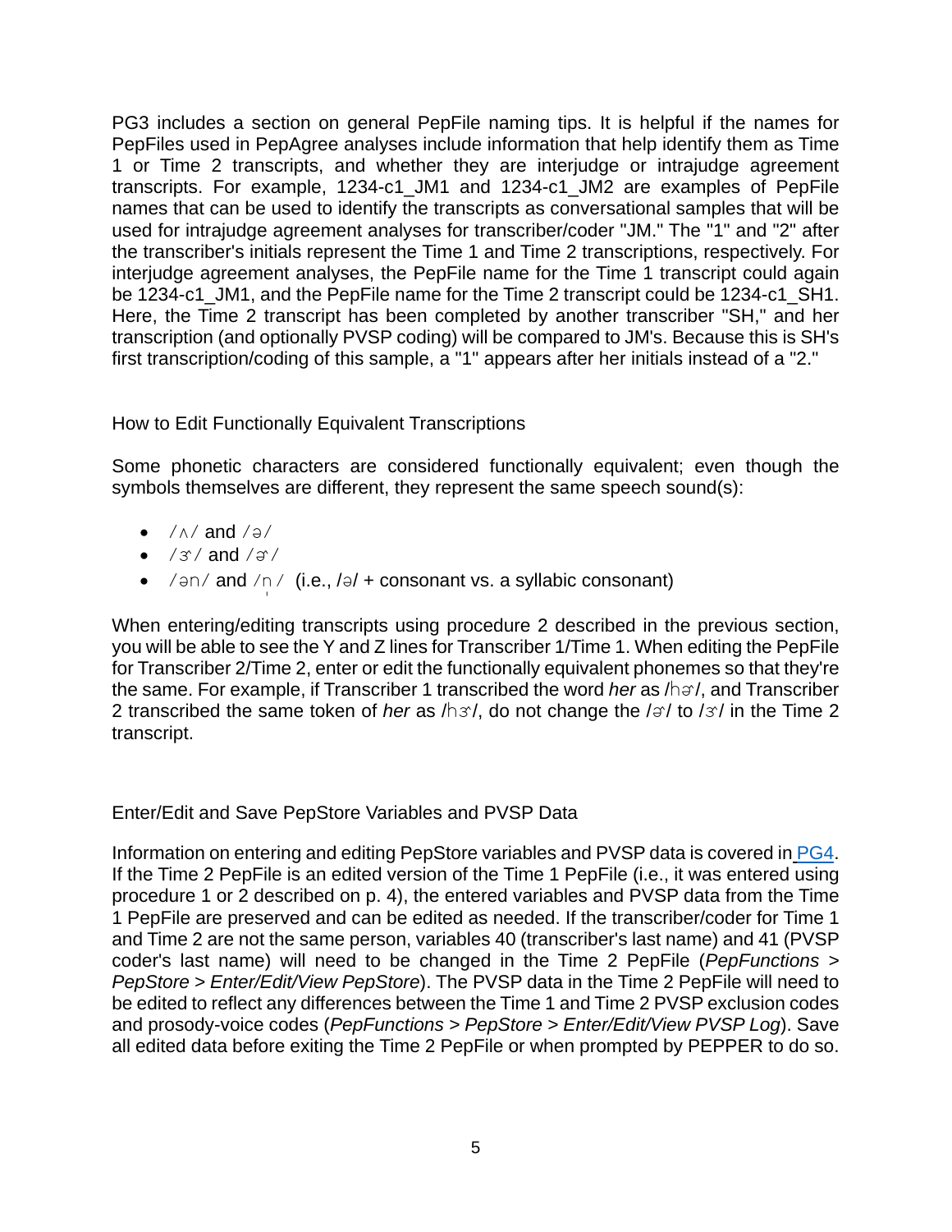PG3 includes a section on general PepFile naming tips. It is helpful if the names for PepFiles used in PepAgree analyses include information that help identify them as Time 1 or Time 2 transcripts, and whether they are interjudge or intrajudge agreement transcripts. For example, 1234-c1_JM1 and 1234-c1_JM2 are examples of PepFile names that can be used to identify the transcripts as conversational samples that will be used for intrajudge agreement analyses for transcriber/coder "JM." The "1" and "2" after the transcriber's initials represent the Time 1 and Time 2 transcriptions, respectively. For interjudge agreement analyses, the PepFile name for the Time 1 transcript could again be 1234-c1_JM1, and the PepFile name for the Time 2 transcript could be 1234-c1_SH1. Here, the Time 2 transcript has been completed by another transcriber "SH," and her transcription (and optionally PVSP coding) will be compared to JM's. Because this is SH's first transcription/coding of this sample, a "1" appears after her initials instead of a "2."

## How to Edit Functionally Equivalent Transcriptions

Some phonetic characters are considered functionally equivalent; even though the symbols themselves are different, they represent the same speech sound(s):

- /ʌ/ and /ə/
- /ɝ/ and /ɚ/
- /ən/ and /n̩/ (i.e., /ə/ + consonant vs. a syllabic consonant)

When entering/editing transcripts using procedure 2 described in the previous section, you will be able to see the Y and Z lines for Transcriber 1/Time 1. When editing the PepFile for Transcriber 2/Time 2, enter or edit the functionally equivalent phonemes so that they're the same. For example, if Transcriber 1 transcribed the word *her* as /hɚ/, and Transcriber 2 transcribed the same token of *her* as /hɝ/, do not change the /ɚ/ to /ɝ/ in the Time 2 transcript.

## Enter/Edit and Save PepStore Variables and PVSP Data

Information on entering and editing PepStore variables and PVSP data is covered in PG4. If the Time 2 PepFile is an edited version of the Time 1 PepFile (i.e., it was entered using procedure 1 or 2 described on p. 4), the entered variables and PVSP data from the Time 1 PepFile are preserved and can be edited as needed. If the transcriber/coder for Time 1 and Time 2 are not the same person, variables 40 (transcriber's last name) and 41 (PVSP coder's last name) will need to be changed in the Time 2 PepFile (*PepFunctions* > *PepStore* > *Enter/Edit/View PepStore*). The PVSP data in the Time 2 PepFile will need to be edited to reflect any differences between the Time 1 and Time 2 PVSP exclusion codes and prosody-voice codes (*PepFunctions* > *PepStore* > *Enter/Edit/View PVSP Log*). Save all edited data before exiting the Time 2 PepFile or when prompted by PEPPER to do so.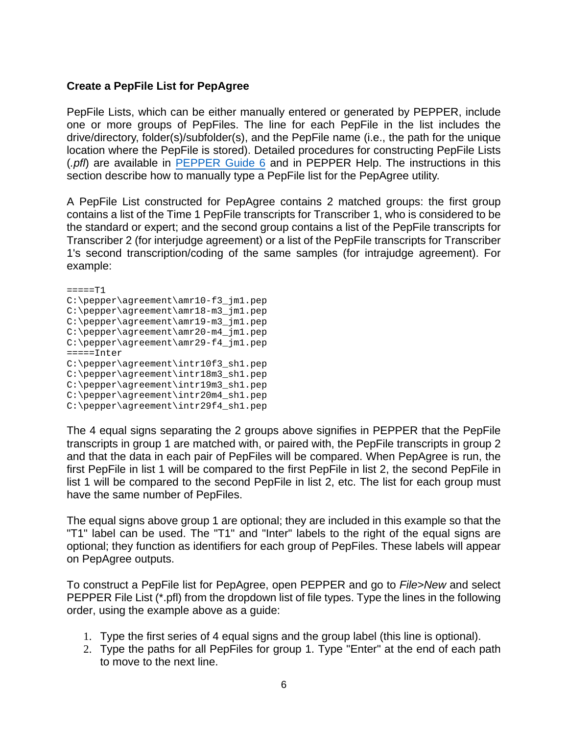**Create a PepFile List for PepAgree**

PepFile Lists, which can be either manually entered or generated by PEPPER, include one or more groups of PepFiles. The line for each PepFile in the list includes the drive/directory, folder(s)/subfolder(s), and the PepFile name (i.e., the path for the unique location where the PepFile is stored). Detailed procedures for constructing PepFile Lists (*.pfl*) are available in PEPPER Guide 6 and in PEPPER Help. The instructions in this section describe how to manually type a PepFile list for the PepAgree utility.

A PepFile List constructed for PepAgree contains 2 matched groups: the first group contains a list of the Time 1 PepFile transcripts for Transcriber 1, who is considered to be the standard or expert; and the second group contains a list of the PepFile transcripts for Transcriber 2 (for interjudge agreement) or a list of the PepFile transcripts for Transcriber 1's second transcription/coding of the same samples (for intrajudge agreement). For example:

```
=====T1
C:\pepper\agreement\amr10-f3_jm1.pep
C:\pepper\agreement\amr18-m3_jm1.pep
C:\pepper\agreement\amr19-m3_jm1.pep
C:\pepper\agreement\amr20-m4_jm1.pep
C:\pepper\agreement\amr29-f4_jm1.pep
=====Inter
C:\pepper\agreement\intr10f3_sh1.pep
C:\pepper\agreement\intr18m3_sh1.pep
C:\pepper\agreement\intr19m3_sh1.pep
C:\pepper\agreement\intr20m4_sh1.pep
C:\pepper\agreement\intr29f4_sh1.pep
```

The 4 equal signs separating the 2 groups above signifies in PEPPER that the PepFile transcripts in group 1 are matched with, or paired with, the PepFile transcripts in group 2 and that the data in each pair of PepFiles will be compared. When PepAgree is run, the first PepFile in list 1 will be compared to the first PepFile in list 2, the second PepFile in list 1 will be compared to the second PepFile in list 2, etc. The list for each group must have the same number of PepFiles.

The equal signs above group 1 are optional; they are included in this example so that the "T1" label can be used. The "T1" and "Inter" labels to the right of the equal signs are optional; they function as identifiers for each group of PepFiles. These labels will appear on PepAgree outputs.

To construct a PepFile list for PepAgree, open PEPPER and go to *File>New* and select PEPPER File List (*.pfl) from the dropdown list of file types. Type the lines in the following order, using the example above as a guide:

1. Type the first series of 4 equal signs and the group label (this line is optional).
2. Type the paths for all PepFiles for group 1. Type "Enter" at the end of each path to move to the next line.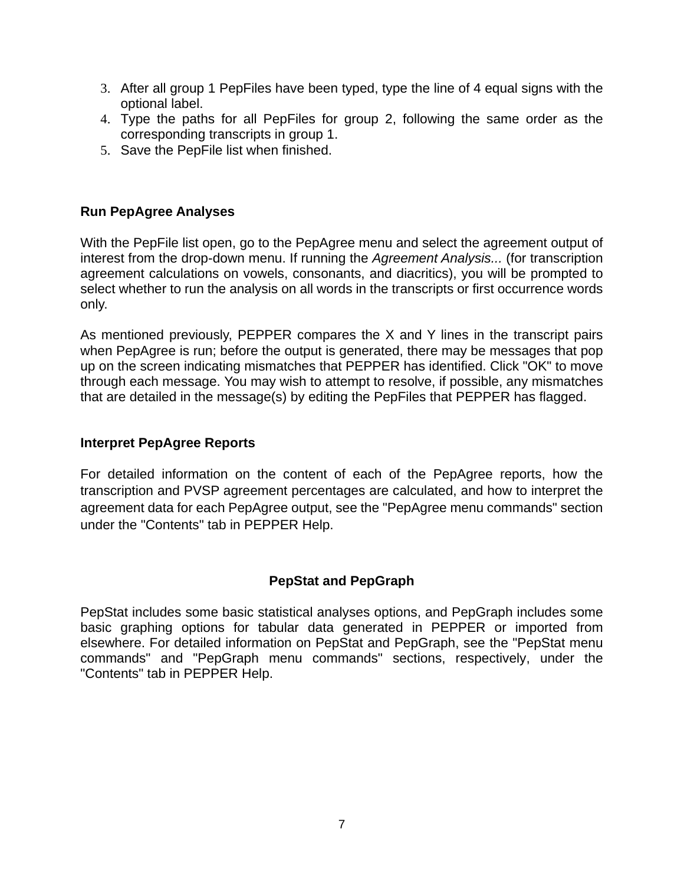3. After all group 1 PepFiles have been typed, type the line of 4 equal signs with the optional label.
4. Type the paths for all PepFiles for group 2, following the same order as the corresponding transcripts in group 1.
5. Save the PepFile list when finished.

### Run PepAgree Analyses

With the PepFile list open, go to the PepAgree menu and select the agreement output of interest from the drop-down menu. If running the *Agreement Analysis...* (for transcription agreement calculations on vowels, consonants, and diacritics), you will be prompted to select whether to run the analysis on all words in the transcripts or first occurrence words only.

As mentioned previously, PEPPER compares the X and Y lines in the transcript pairs when PepAgree is run; before the output is generated, there may be messages that pop up on the screen indicating mismatches that PEPPER has identified. Click "OK" to move through each message. You may wish to attempt to resolve, if possible, any mismatches that are detailed in the message(s) by editing the PepFiles that PEPPER has flagged.

### Interpret PepAgree Reports

For detailed information on the content of each of the PepAgree reports, how the transcription and PVSP agreement percentages are calculated, and how to interpret the agreement data for each PepAgree output, see the "PepAgree menu commands" section under the "Contents" tab in PEPPER Help.

## PepStat and PepGraph

PepStat includes some basic statistical analyses options, and PepGraph includes some basic graphing options for tabular data generated in PEPPER or imported from elsewhere. For detailed information on PepStat and PepGraph, see the "PepStat menu commands" and "PepGraph menu commands" sections, respectively, under the "Contents" tab in PEPPER Help.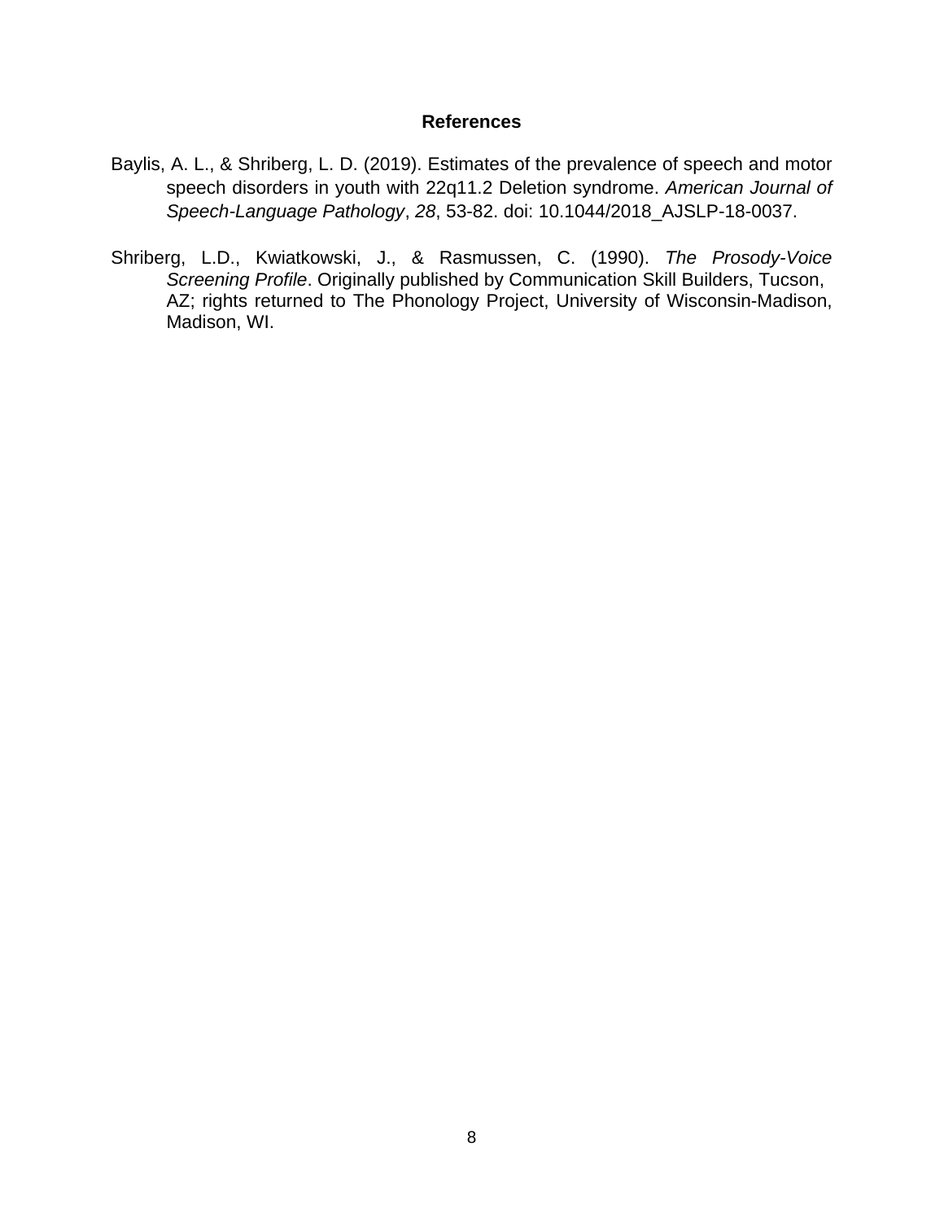# References

Baylis, A. L., & Shriberg, L. D. (2019). Estimates of the prevalence of speech and motor speech disorders in youth with 22q11.2 Deletion syndrome. *American Journal of Speech-Language Pathology*, *28*, 53-82. doi: 10.1044/2018_AJSLP-18-0037.

Shriberg, L.D., Kwiatkowski, J., & Rasmussen, C. (1990). *The Prosody-Voice Screening Profile*. Originally published by Communication Skill Builders, Tucson, AZ; rights returned to The Phonology Project, University of Wisconsin-Madison, Madison, WI.